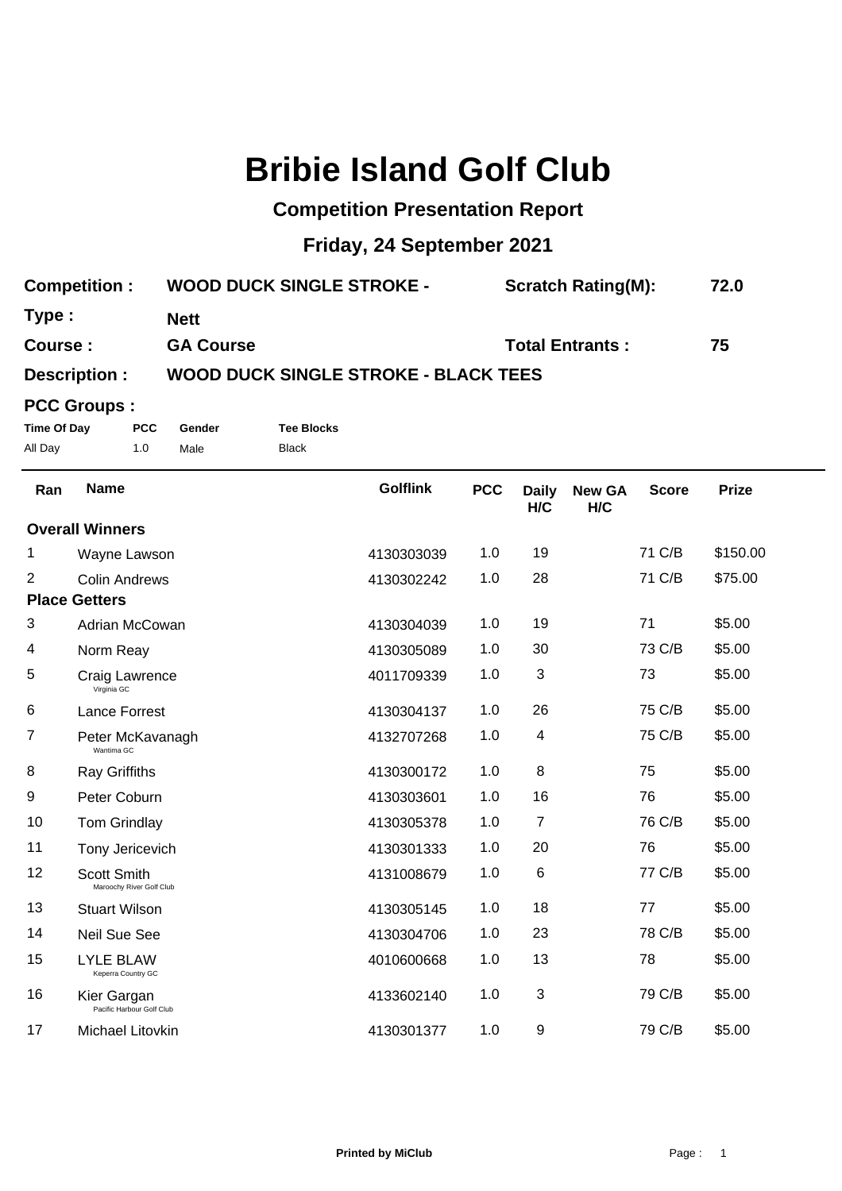# Bribie Island Golf Club

## Competition Presentation Report

## Friday, 24 September 2021

**Competition :** WOOD DUCK SINGLE STROKE - **Scratch Rating(M):** 72.0

**Type :** Nett

**Course :** GA Course **Total Entrants :** 75

**Description :** WOOD DUCK SINGLE STROKE - BLACK TEES

**PCC Groups :**

| Time Of Day | PCC | Gender | Tee Blocks |
|---|---|---|---|
| All Day | 1.0 | Male | Black |

| Ran | Name | Golflink | PCC | Daily H/C | New GA H/C | Score | Prize |
|---|---|---|---|---|---|---|---|
| **Overall Winners** | | | | | | | |
| 1 | Wayne Lawson | 4130303039 | 1.0 | 19 | | 71 C/B | $150.00 |
| 2 | Colin Andrews | 4130302242 | 1.0 | 28 | | 71 C/B | $75.00 |
| **Place Getters** | | | | | | | |
| 3 | Adrian McCowan | 4130304039 | 1.0 | 19 | | 71 | $5.00 |
| 4 | Norm Reay | 4130305089 | 1.0 | 30 | | 73 C/B | $5.00 |
| 5 | Craig Lawrence<br>Virginia GC | 4011709339 | 1.0 | 3 | | 73 | $5.00 |
| 6 | Lance Forrest | 4130304137 | 1.0 | 26 | | 75 C/B | $5.00 |
| 7 | Peter McKavanagh<br>Wantima GC | 4132707268 | 1.0 | 4 | | 75 C/B | $5.00 |
| 8 | Ray Griffiths | 4130300172 | 1.0 | 8 | | 75 | $5.00 |
| 9 | Peter Coburn | 4130303601 | 1.0 | 16 | | 76 | $5.00 |
| 10 | Tom Grindlay | 4130305378 | 1.0 | 7 | | 76 C/B | $5.00 |
| 11 | Tony Jericevich | 4130301333 | 1.0 | 20 | | 76 | $5.00 |
| 12 | Scott Smith<br>Maroochy River Golf Club | 4131008679 | 1.0 | 6 | | 77 C/B | $5.00 |
| 13 | Stuart Wilson | 4130305145 | 1.0 | 18 | | 77 | $5.00 |
| 14 | Neil Sue See | 4130304706 | 1.0 | 23 | | 78 C/B | $5.00 |
| 15 | LYLE BLAW<br>Keperra Country GC | 4010600668 | 1.0 | 13 | | 78 | $5.00 |
| 16 | Kier Gargan<br>Pacific Harbour Golf Club | 4133602140 | 1.0 | 3 | | 79 C/B | $5.00 |
| 17 | Michael Litovkin | 4130301377 | 1.0 | 9 | | 79 C/B | $5.00 |

Printed by MiClub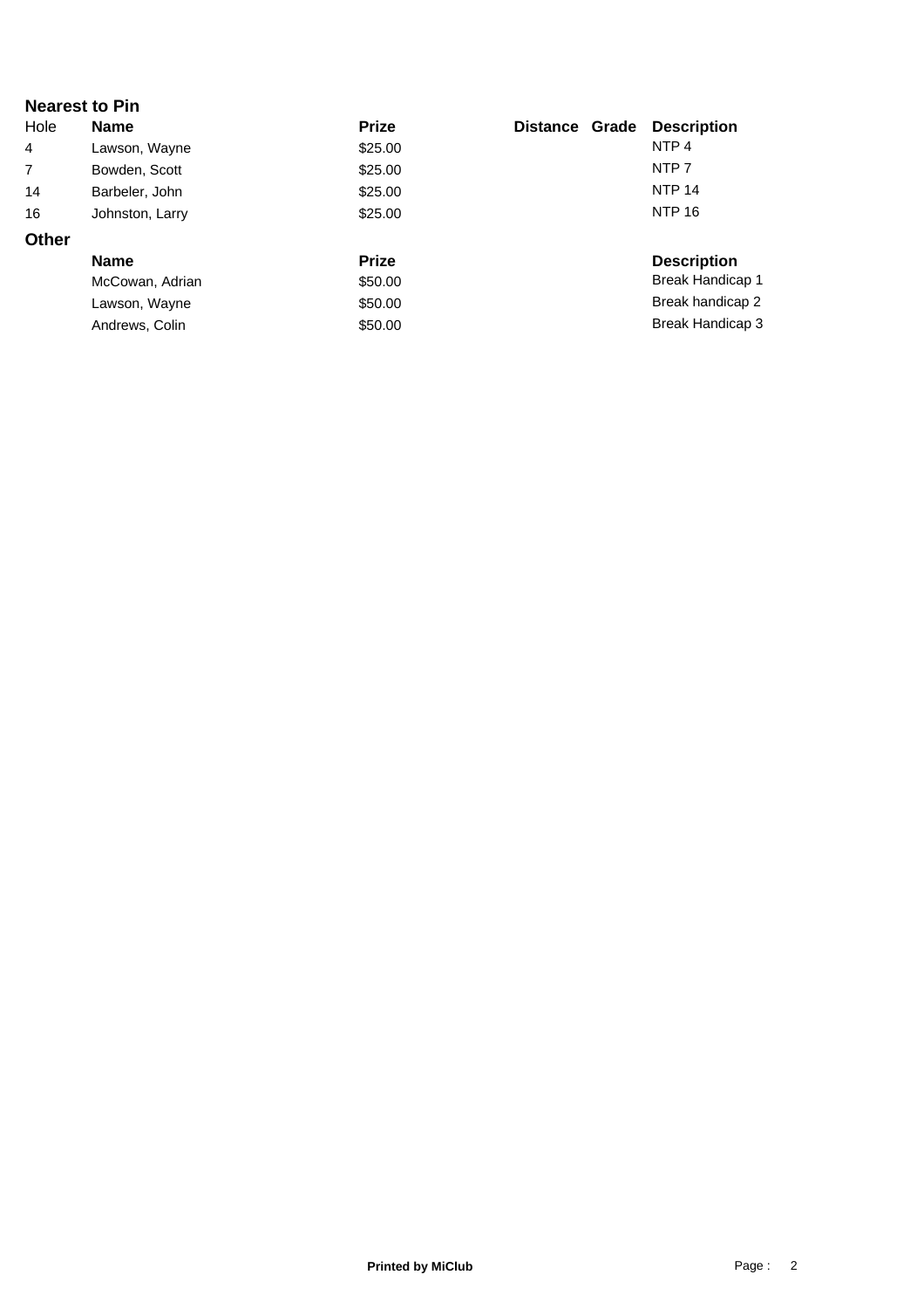## Nearest to Pin

| Hole | Name | Prize | Distance | Grade | Description |
|---|---|---|---|---|---|
| 4 | Lawson, Wayne | $25.00 | | | NTP 4 |
| 7 | Bowden, Scott | $25.00 | | | NTP 7 |
| 14 | Barbeler, John | $25.00 | | | NTP 14 |
| 16 | Johnston, Larry | $25.00 | | | NTP 16 |

## Other

| Name | Prize | Description |
|---|---|---|
| McCowan, Adrian | $50.00 | Break Handicap 1 |
| Lawson, Wayne | $50.00 | Break handicap 2 |
| Andrews, Colin | $50.00 | Break Handicap 3 |

**Printed by MiClub**